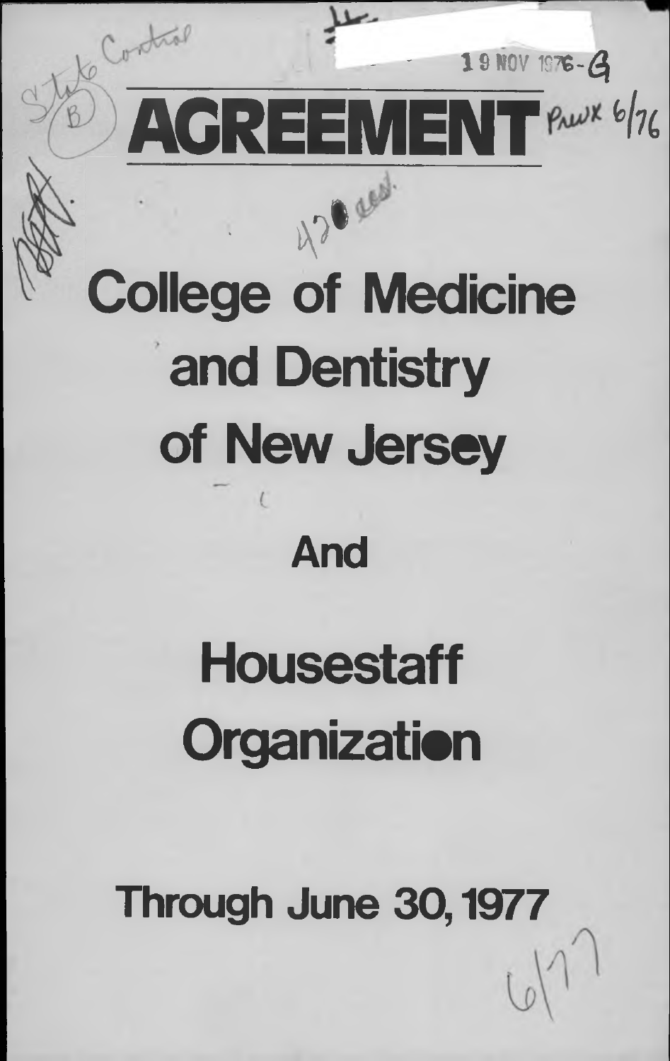# AGREEMENT

## College of Medicine and Dentistry of New Jersey

## And

## Housestaff Organization

## Through June 30, 1977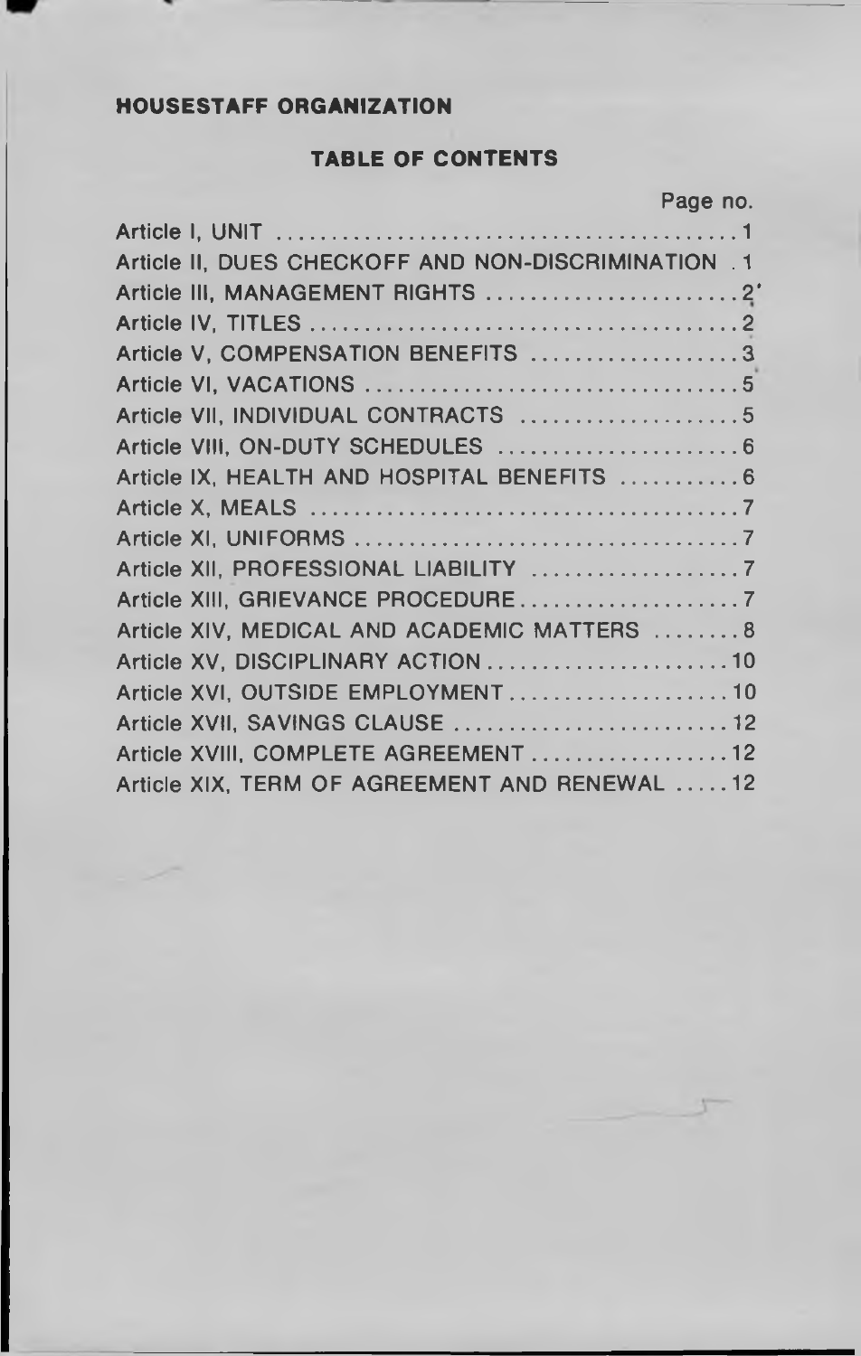**HOUSESTAFF ORGANIZATION**

**TABLE OF CONTENTS**

| | Page no. |
|---|---|
| Article I, UNIT | 1 |
| Article II, DUES CHECKOFF AND NON-DISCRIMINATION | 1 |
| Article III, MANAGEMENT RIGHTS | 2 |
| Article IV, TITLES | 2 |
| Article V, COMPENSATION BENEFITS | 3 |
| Article VI, VACATIONS | 5 |
| Article VII, INDIVIDUAL CONTRACTS | 5 |
| Article VIII, ON-DUTY SCHEDULES | 6 |
| Article IX, HEALTH AND HOSPITAL BENEFITS | 6 |
| Article X, MEALS | 7 |
| Article XI, UNIFORMS | 7 |
| Article XII, PROFESSIONAL LIABILITY | 7 |
| Article XIII, GRIEVANCE PROCEDURE | 7 |
| Article XIV, MEDICAL AND ACADEMIC MATTERS | 8 |
| Article XV, DISCIPLINARY ACTION | 10 |
| Article XVI, OUTSIDE EMPLOYMENT | 10 |
| Article XVII, SAVINGS CLAUSE | 12 |
| Article XVIII, COMPLETE AGREEMENT | 12 |
| Article XIX, TERM OF AGREEMENT AND RENEWAL | 12 |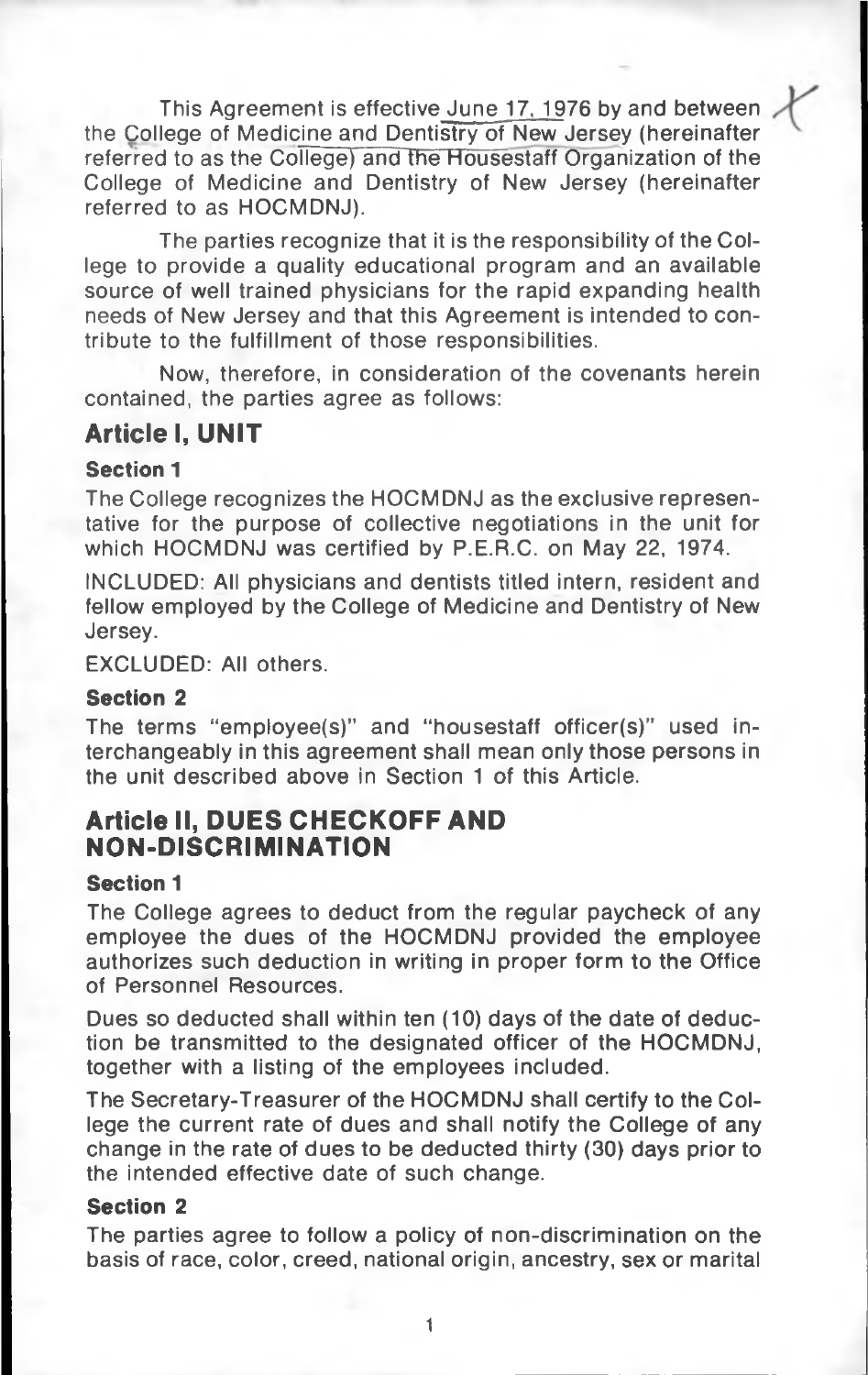This Agreement is effective June 17, 1976 by and between the College of Medicine and Dentistry of New Jersey (hereinafter referred to as the College) and the Housestaff Organization of the College of Medicine and Dentistry of New Jersey (hereinafter referred to as HOCMDNJ).

The parties recognize that it is the responsibility of the College to provide a quality educational program and an available source of well trained physicians for the rapid expanding health needs of New Jersey and that this Agreement is intended to contribute to the fulfillment of those responsibilities.

Now, therefore, in consideration of the covenants herein contained, the parties agree as follows:

## Article I, UNIT

### Section 1

The College recognizes the HOCMDNJ as the exclusive representative for the purpose of collective negotiations in the unit for which HOCMDNJ was certified by P.E.R.C. on May 22, 1974.

INCLUDED: All physicians and dentists titled intern, resident and fellow employed by the College of Medicine and Dentistry of New Jersey.

EXCLUDED: All others.

### Section 2

The terms "employee(s)" and "housestaff officer(s)" used interchangeably in this agreement shall mean only those persons in the unit described above in Section 1 of this Article.

## Article II, DUES CHECKOFF AND NON-DISCRIMINATION

### Section 1

The College agrees to deduct from the regular paycheck of any employee the dues of the HOCMDNJ provided the employee authorizes such deduction in writing in proper form to the Office of Personnel Resources.

Dues so deducted shall within ten (10) days of the date of deduction be transmitted to the designated officer of the HOCMDNJ, together with a listing of the employees included.

The Secretary-Treasurer of the HOCMDNJ shall certify to the College the current rate of dues and shall notify the College of any change in the rate of dues to be deducted thirty (30) days prior to the intended effective date of such change.

### Section 2

The parties agree to follow a policy of non-discrimination on the basis of race, color, creed, national origin, ancestry, sex or marital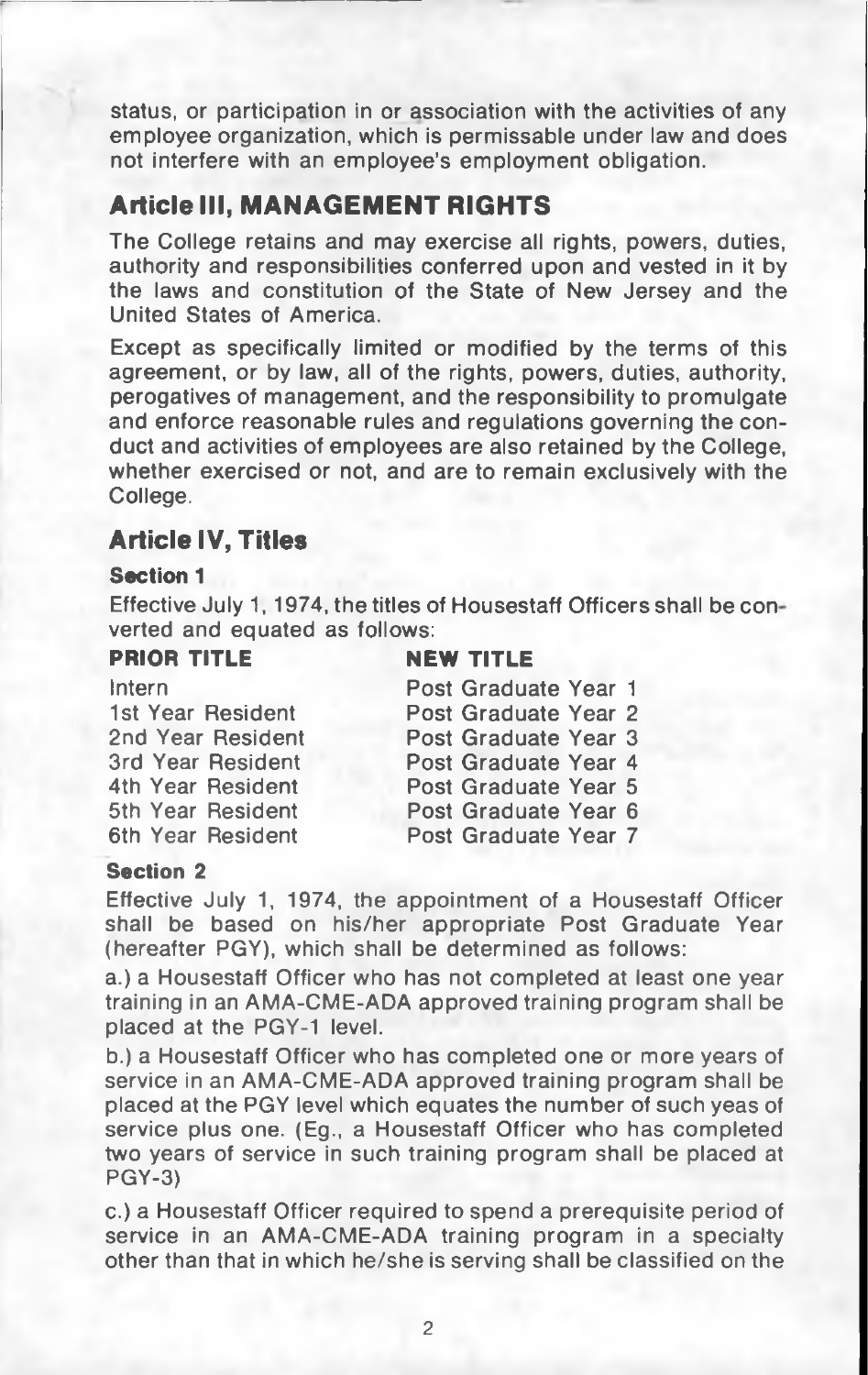status, or participation in or association with the activities of any employee organization, which is permissable under law and does not interfere with an employee's employment obligation.

## Article III, MANAGEMENT RIGHTS

The College retains and may exercise all rights, powers, duties, authority and responsibilities conferred upon and vested in it by the laws and constitution of the State of New Jersey and the United States of America.

Except as specifically limited or modified by the terms of this agreement, or by law, all of the rights, powers, duties, authority, perogatives of management, and the responsibility to promulgate and enforce reasonable rules and regulations governing the conduct and activities of employees are also retained by the College, whether exercised or not, and are to remain exclusively with the College.

## Article IV, Titles

### Section 1

Effective July 1, 1974, the titles of Housestaff Officers shall be converted and equated as follows:

| PRIOR TITLE | NEW TITLE |
|---|---|
| Intern | Post Graduate Year 1 |
| 1st Year Resident | Post Graduate Year 2 |
| 2nd Year Resident | Post Graduate Year 3 |
| 3rd Year Resident | Post Graduate Year 4 |
| 4th Year Resident | Post Graduate Year 5 |
| 5th Year Resident | Post Graduate Year 6 |
| 6th Year Resident | Post Graduate Year 7 |

### Section 2

Effective July 1, 1974, the appointment of a Housestaff Officer shall be based on his/her appropriate Post Graduate Year (hereafter PGY), which shall be determined as follows:

a.) a Housestaff Officer who has not completed at least one year training in an AMA-CME-ADA approved training program shall be placed at the PGY-1 level.

b.) a Housestaff Officer who has completed one or more years of service in an AMA-CME-ADA approved training program shall be placed at the PGY level which equates the number of such yeas of service plus one. (Eg., a Housestaff Officer who has completed two years of service in such training program shall be placed at PGY-3)

c.) a Housestaff Officer required to spend a prerequisite period of service in an AMA-CME-ADA training program in a specialty other than that in which he/she is serving shall be classified on the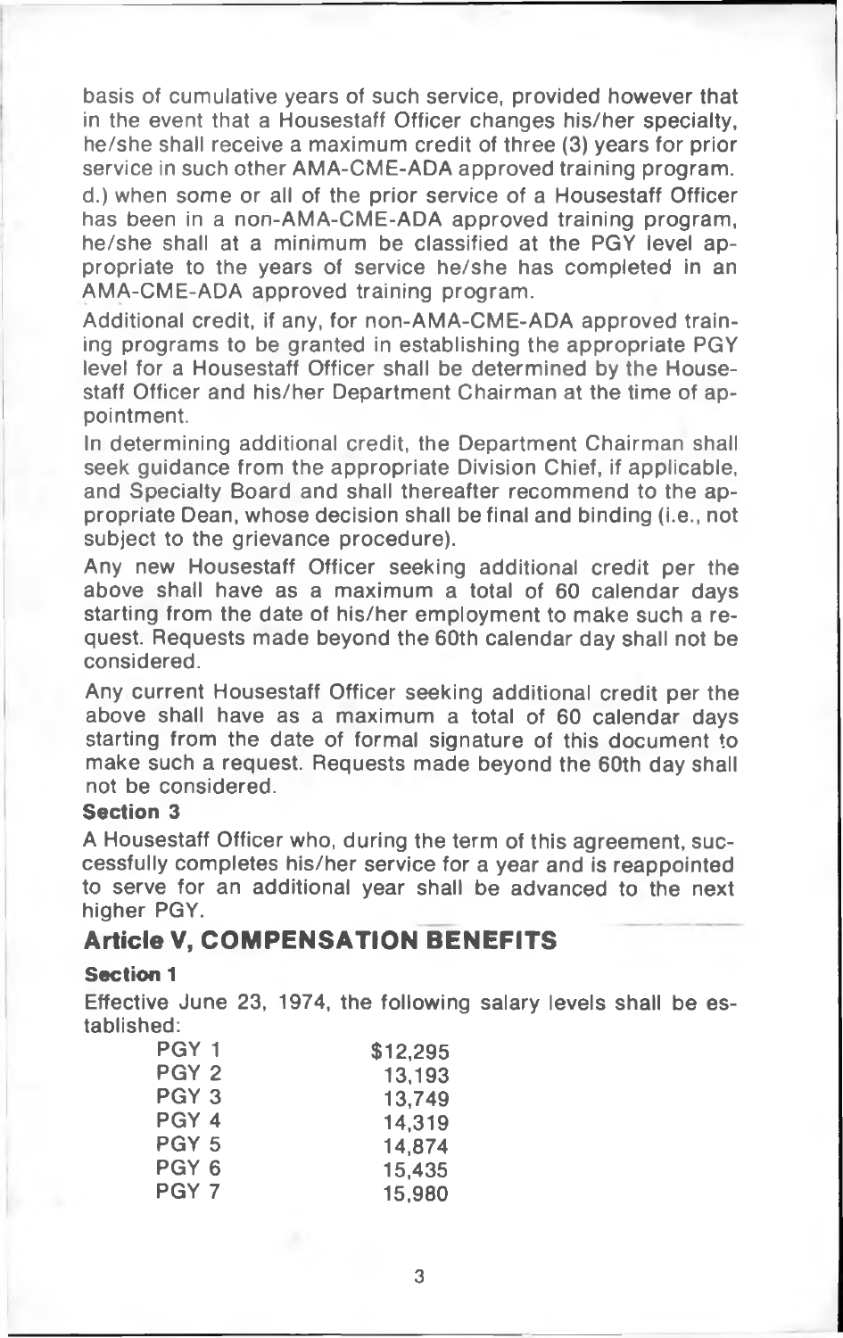basis of cumulative years of such service, provided however that in the event that a Housestaff Officer changes his/her specialty, he/she shall receive a maximum credit of three (3) years for prior service in such other AMA-CME-ADA approved training program.

d.) when some or all of the prior service of a Housestaff Officer has been in a non-AMA-CME-ADA approved training program, he/she shall at a minimum be classified at the PGY level appropriate to the years of service he/she has completed in an AMA-CME-ADA approved training program.

Additional credit, if any, for non-AMA-CME-ADA approved training programs to be granted in establishing the appropriate PGY level for a Housestaff Officer shall be determined by the Housestaff Officer and his/her Department Chairman at the time of appointment.

In determining additional credit, the Department Chairman shall seek guidance from the appropriate Division Chief, if applicable, and Specialty Board and shall thereafter recommend to the appropriate Dean, whose decision shall be final and binding (i.e., not subject to the grievance procedure).

Any new Housestaff Officer seeking additional credit per the above shall have as a maximum a total of 60 calendar days starting from the date of his/her employment to make such a request. Requests made beyond the 60th calendar day shall not be considered.

Any current Housestaff Officer seeking additional credit per the above shall have as a maximum a total of 60 calendar days starting from the date of formal signature of this document to make such a request. Requests made beyond the 60th day shall not be considered.

**Section 3**

A Housestaff Officer who, during the term of this agreement, successfully completes his/her service for a year and is reappointed to serve for an additional year shall be advanced to the next higher PGY.

## Article V, COMPENSATION BENEFITS

**Section 1**

Effective June 23, 1974, the following salary levels shall be established:

| | |
|---|---|
| PGY 1 | $12,295 |
| PGY 2 | 13,193 |
| PGY 3 | 13,749 |
| PGY 4 | 14,319 |
| PGY 5 | 14,874 |
| PGY 6 | 15,435 |
| PGY 7 | 15,980 |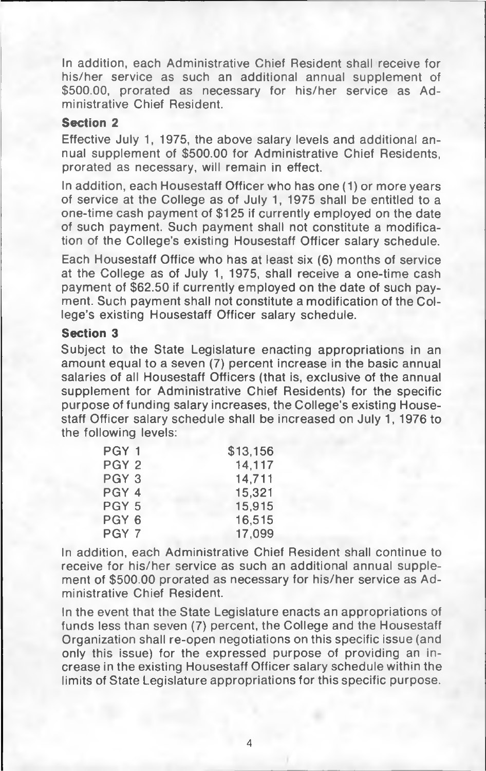In addition, each Administrative Chief Resident shall receive for his/her service as such an additional annual supplement of $500.00, prorated as necessary for his/her service as Administrative Chief Resident.

**Section 2**

Effective July 1, 1975, the above salary levels and additional annual supplement of $500.00 for Administrative Chief Residents, prorated as necessary, will remain in effect.

In addition, each Housestaff Officer who has one (1) or more years of service at the College as of July 1, 1975 shall be entitled to a one-time cash payment of $125 if currently employed on the date of such payment. Such payment shall not constitute a modification of the College's existing Housestaff Officer salary schedule.

Each Housestaff Office who has at least six (6) months of service at the College as of July 1, 1975, shall receive a one-time cash payment of $62.50 if currently employed on the date of such payment. Such payment shall not constitute a modification of the College's existing Housestaff Officer salary schedule.

**Section 3**

Subject to the State Legislature enacting appropriations in an amount equal to a seven (7) percent increase in the basic annual salaries of all Housestaff Officers (that is, exclusive of the annual supplement for Administrative Chief Residents) for the specific purpose of funding salary increases, the College's existing Housestaff Officer salary schedule shall be increased on July 1, 1976 to the following levels:

| | |
|---|---|
| PGY 1 | $13,156 |
| PGY 2 | 14,117 |
| PGY 3 | 14,711 |
| PGY 4 | 15,321 |
| PGY 5 | 15,915 |
| PGY 6 | 16,515 |
| PGY 7 | 17,099 |

In addition, each Administrative Chief Resident shall continue to receive for his/her service as such an additional annual supplement of $500.00 prorated as necessary for his/her service as Administrative Chief Resident.

In the event that the State Legislature enacts an appropriations of funds less than seven (7) percent, the College and the Housestaff Organization shall re-open negotiations on this specific issue (and only this issue) for the expressed purpose of providing an increase in the existing Housestaff Officer salary schedule within the limits of State Legislature appropriations for this specific purpose.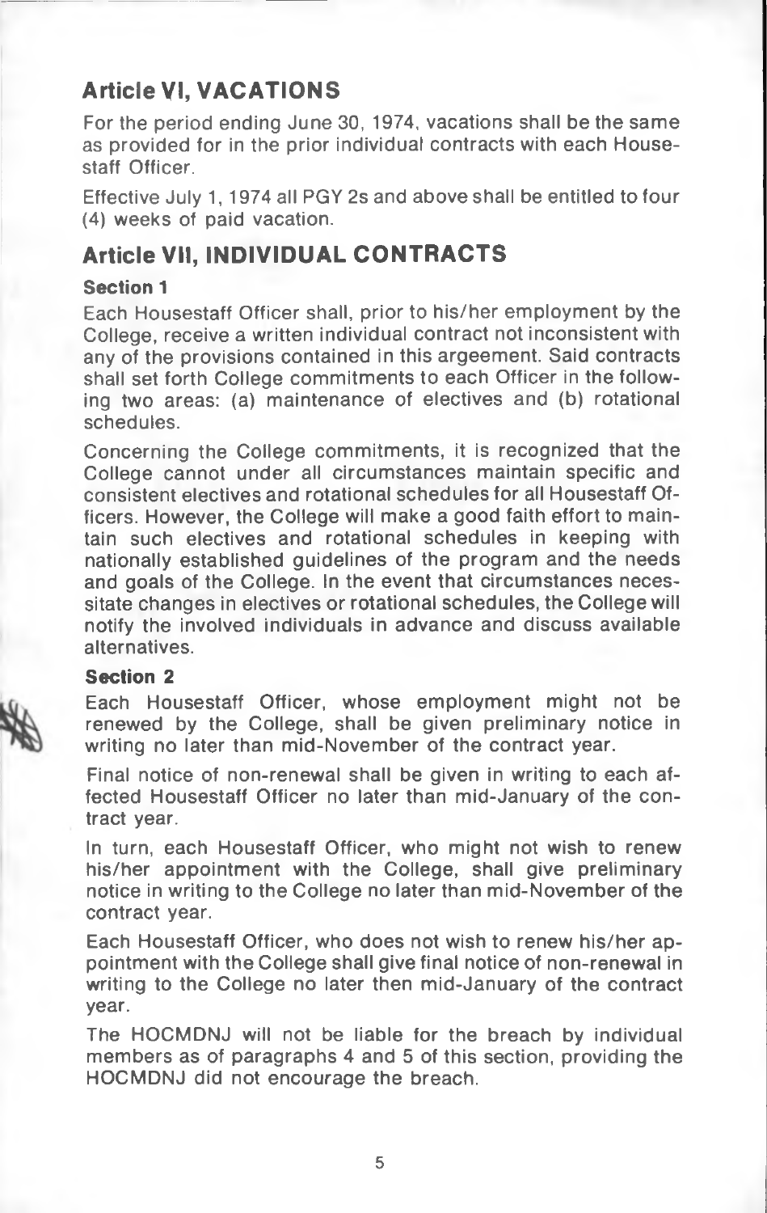## Article VI, VACATIONS

For the period ending June 30, 1974, vacations shall be the same as provided for in the prior individual contracts with each Housestaff Officer.

Effective July 1, 1974 all PGY 2s and above shall be entitled to four (4) weeks of paid vacation.

## Article VII, INDIVIDUAL CONTRACTS

### Section 1

Each Housestaff Officer shall, prior to his/her employment by the College, receive a written individual contract not inconsistent with any of the provisions contained in this argeement. Said contracts shall set forth College commitments to each Officer in the following two areas: (a) maintenance of electives and (b) rotational schedules.

Concerning the College commitments, it is recognized that the College cannot under all circumstances maintain specific and consistent electives and rotational schedules for all Housestaff Officers. However, the College will make a good faith effort to maintain such electives and rotational schedules in keeping with nationally established guidelines of the program and the needs and goals of the College. In the event that circumstances necessitate changes in electives or rotational schedules, the College will notify the involved individuals in advance and discuss available alternatives.

### Section 2

Each Housestaff Officer, whose employment might not be renewed by the College, shall be given preliminary notice in writing no later than mid-November of the contract year.

Final notice of non-renewal shall be given in writing to each affected Housestaff Officer no later than mid-January of the contract year.

In turn, each Housestaff Officer, who might not wish to renew his/her appointment with the College, shall give preliminary notice in writing to the College no later than mid-November of the contract year.

Each Housestaff Officer, who does not wish to renew his/her appointment with the College shall give final notice of non-renewal in writing to the College no later then mid-January of the contract year.

The HOCMDNJ will not be liable for the breach by individual members as of paragraphs 4 and 5 of this section, providing the HOCMDNJ did not encourage the breach.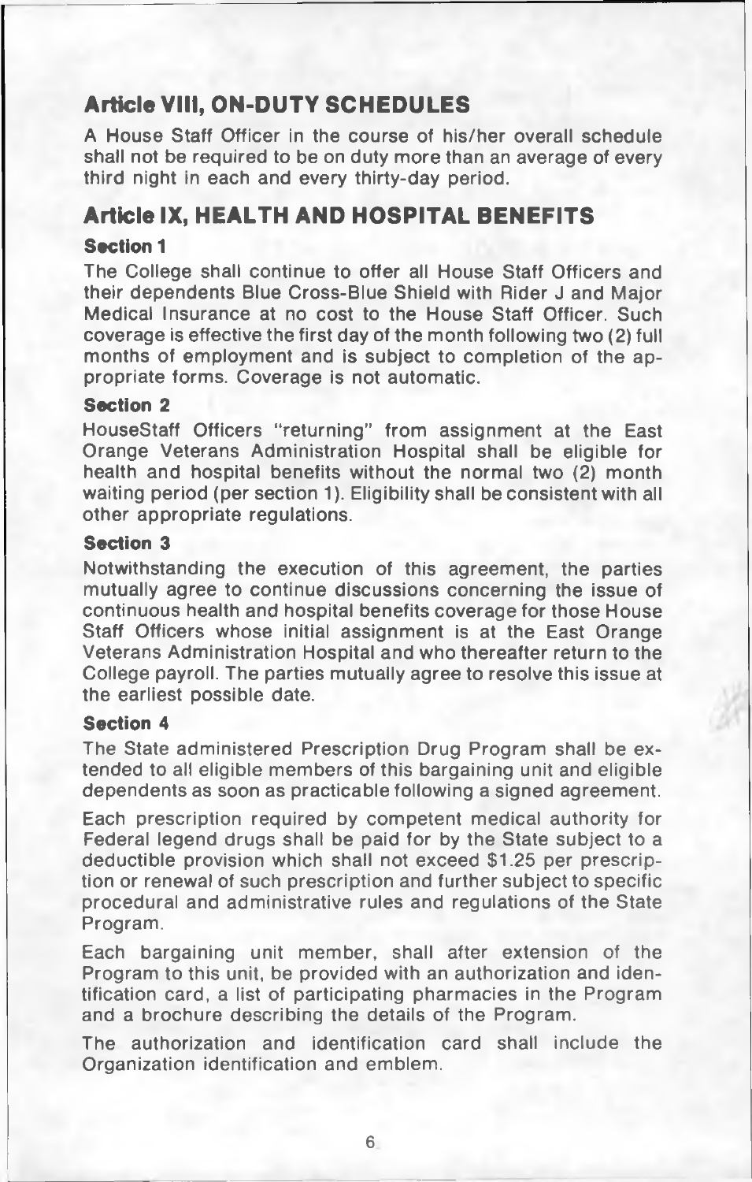## Article VIII, ON-DUTY SCHEDULES

A House Staff Officer in the course of his/her overall schedule shall not be required to be on duty more than an average of every third night in each and every thirty-day period.

## Article IX, HEALTH AND HOSPITAL BENEFITS

### Section 1

The College shall continue to offer all House Staff Officers and their dependents Blue Cross-Blue Shield with Rider J and Major Medical Insurance at no cost to the House Staff Officer. Such coverage is effective the first day of the month following two (2) full months of employment and is subject to completion of the appropriate forms. Coverage is not automatic.

### Section 2

HouseStaff Officers "returning" from assignment at the East Orange Veterans Administration Hospital shall be eligible for health and hospital benefits without the normal two (2) month waiting period (per section 1). Eligibility shall be consistent with all other appropriate regulations.

### Section 3

Notwithstanding the execution of this agreement, the parties mutually agree to continue discussions concerning the issue of continuous health and hospital benefits coverage for those House Staff Officers whose initial assignment is at the East Orange Veterans Administration Hospital and who thereafter return to the College payroll. The parties mutually agree to resolve this issue at the earliest possible date.

### Section 4

The State administered Prescription Drug Program shall be extended to all eligible members of this bargaining unit and eligible dependents as soon as practicable following a signed agreement.

Each prescription required by competent medical authority for Federal legend drugs shall be paid for by the State subject to a deductible provision which shall not exceed $1.25 per prescription or renewal of such prescription and further subject to specific procedural and administrative rules and regulations of the State Program.

Each bargaining unit member, shall after extension of the Program to this unit, be provided with an authorization and identification card, a list of participating pharmacies in the Program and a brochure describing the details of the Program.

The authorization and identification card shall include the Organization identification and emblem.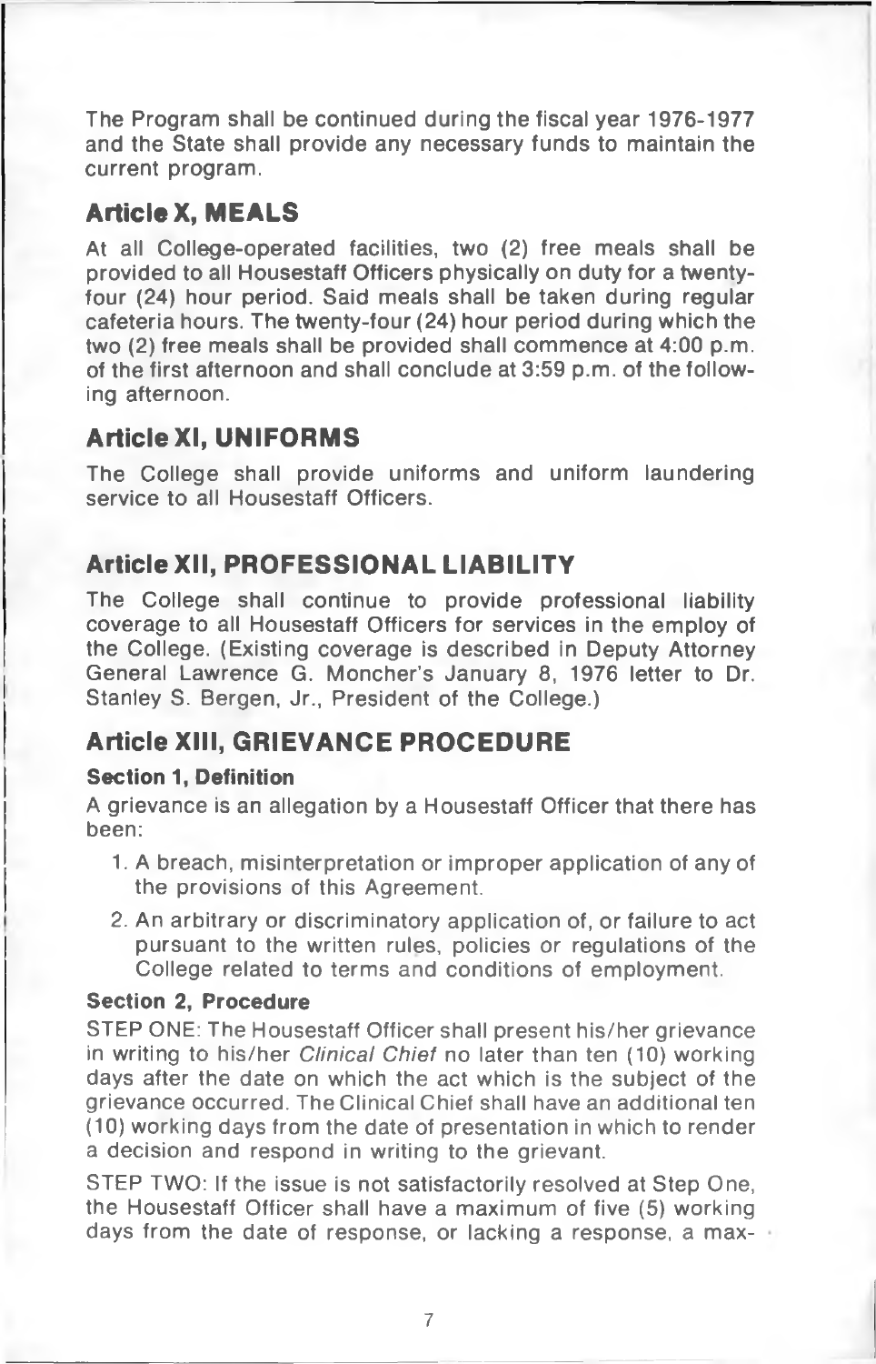The Program shall be continued during the fiscal year 1976-1977 and the State shall provide any necessary funds to maintain the current program.

## Article X, MEALS

At all College-operated facilities, two (2) free meals shall be provided to all Housestaff Officers physically on duty for a twenty-four (24) hour period. Said meals shall be taken during regular cafeteria hours. The twenty-four (24) hour period during which the two (2) free meals shall be provided shall commence at 4:00 p.m. of the first afternoon and shall conclude at 3:59 p.m. of the following afternoon.

## Article XI, UNIFORMS

The College shall provide uniforms and uniform laundering service to all Housestaff Officers.

## Article XII, PROFESSIONAL LIABILITY

The College shall continue to provide professional liability coverage to all Housestaff Officers for services in the employ of the College. (Existing coverage is described in Deputy Attorney General Lawrence G. Moncher's January 8, 1976 letter to Dr. Stanley S. Bergen, Jr., President of the College.)

## Article XIII, GRIEVANCE PROCEDURE

### Section 1, Definition

A grievance is an allegation by a Housestaff Officer that there has been:

1. A breach, misinterpretation or improper application of any of the provisions of this Agreement.
2. An arbitrary or discriminatory application of, or failure to act pursuant to the written rules, policies or regulations of the College related to terms and conditions of employment.

### Section 2, Procedure

STEP ONE: The Housestaff Officer shall present his/her grievance in writing to his/her *Clinical Chief* no later than ten (10) working days after the date on which the act which is the subject of the grievance occurred. The Clinical Chief shall have an additional ten (10) working days from the date of presentation in which to render a decision and respond in writing to the grievant.

STEP TWO: If the issue is not satisfactorily resolved at Step One, the Housestaff Officer shall have a maximum of five (5) working days from the date of response, or lacking a response, a max-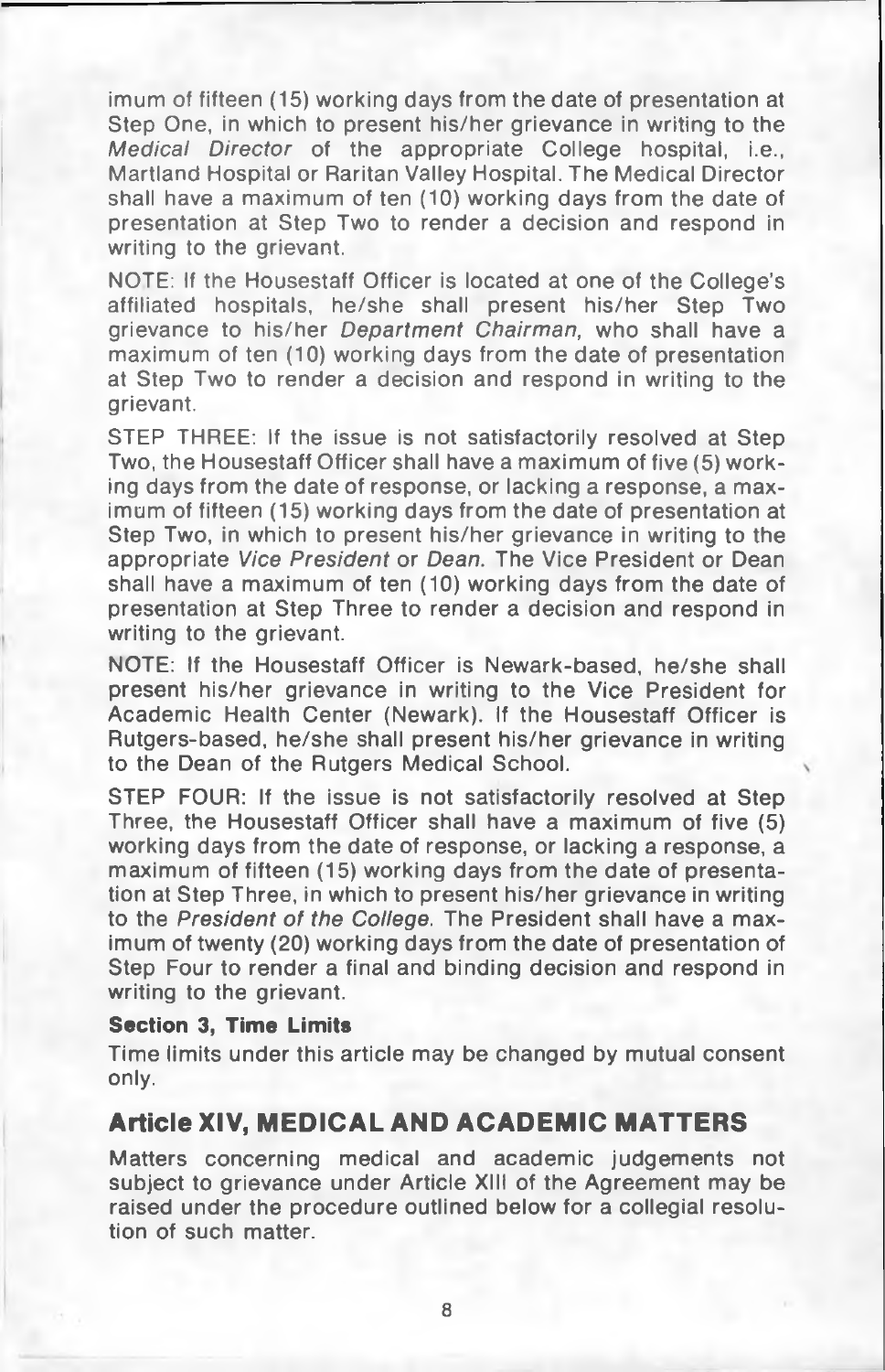imum of fifteen (15) working days from the date of presentation at Step One, in which to present his/her grievance in writing to the *Medical Director* of the appropriate College hospital, i.e., Martland Hospital or Raritan Valley Hospital. The Medical Director shall have a maximum of ten (10) working days from the date of presentation at Step Two to render a decision and respond in writing to the grievant.

NOTE: If the Housestaff Officer is located at one of the College's affiliated hospitals, he/she shall present his/her Step Two grievance to his/her *Department Chairman,* who shall have a maximum of ten (10) working days from the date of presentation at Step Two to render a decision and respond in writing to the grievant.

STEP THREE: If the issue is not satisfactorily resolved at Step Two, the Housestaff Officer shall have a maximum of five (5) working days from the date of response, or lacking a response, a maximum of fifteen (15) working days from the date of presentation at Step Two, in which to present his/her grievance in writing to the appropriate *Vice President* or *Dean.* The Vice President or Dean shall have a maximum of ten (10) working days from the date of presentation at Step Three to render a decision and respond in writing to the grievant.

NOTE: If the Housestaff Officer is Newark-based, he/she shall present his/her grievance in writing to the Vice President for Academic Health Center (Newark). If the Housestaff Officer is Rutgers-based, he/she shall present his/her grievance in writing to the Dean of the Rutgers Medical School.

STEP FOUR: If the issue is not satisfactorily resolved at Step Three, the Housestaff Officer shall have a maximum of five (5) working days from the date of response, or lacking a response, a maximum of fifteen (15) working days from the date of presentation at Step Three, in which to present his/her grievance in writing to the *President of the College.* The President shall have a maximum of twenty (20) working days from the date of presentation of Step Four to render a final and binding decision and respond in writing to the grievant.

**Section 3, Time Limits**

Time limits under this article may be changed by mutual consent only.

## Article XIV, MEDICAL AND ACADEMIC MATTERS

Matters concerning medical and academic judgements not subject to grievance under Article XIII of the Agreement may be raised under the procedure outlined below for a collegial resolution of such matter.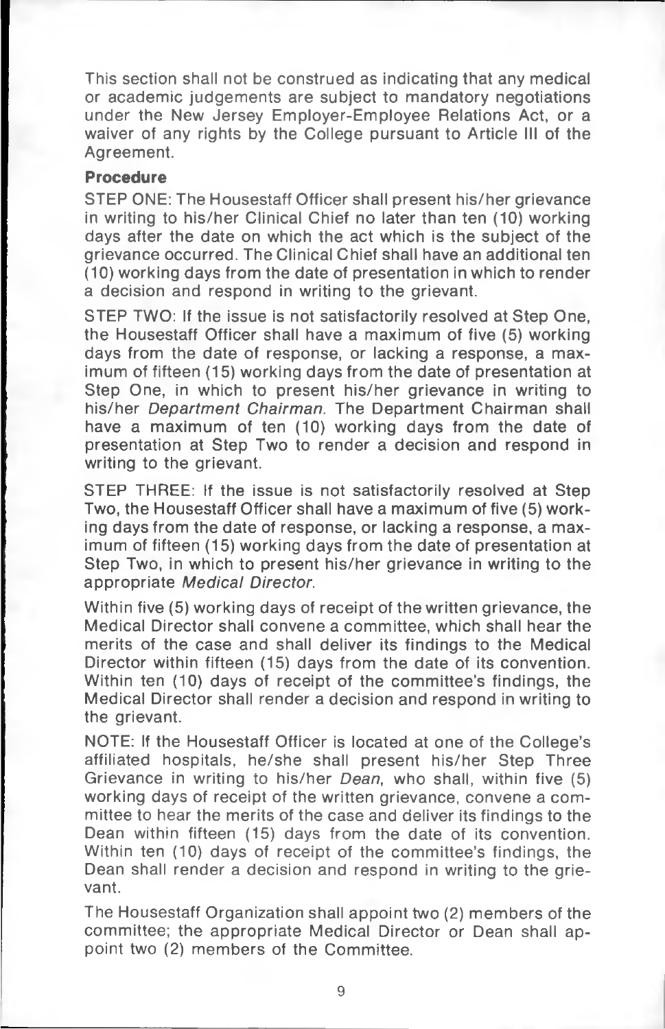This section shall not be construed as indicating that any medical or academic judgements are subject to mandatory negotiations under the New Jersey Employer-Employee Relations Act, or a waiver of any rights by the College pursuant to Article III of the Agreement.

**Procedure**

STEP ONE: The Housestaff Officer shall present his/her grievance in writing to his/her Clinical Chief no later than ten (10) working days after the date on which the act which is the subject of the grievance occurred. The Clinical Chief shall have an additional ten (10) working days from the date of presentation in which to render a decision and respond in writing to the grievant.

STEP TWO: If the issue is not satisfactorily resolved at Step One, the Housestaff Officer shall have a maximum of five (5) working days from the date of response, or lacking a response, a maximum of fifteen (15) working days from the date of presentation at Step One, in which to present his/her grievance in writing to his/her *Department Chairman*. The Department Chairman shall have a maximum of ten (10) working days from the date of presentation at Step Two to render a decision and respond in writing to the grievant.

STEP THREE: If the issue is not satisfactorily resolved at Step Two, the Housestaff Officer shall have a maximum of five (5) working days from the date of response, or lacking a response, a maximum of fifteen (15) working days from the date of presentation at Step Two, in which to present his/her grievance in writing to the appropriate *Medical Director*.

Within five (5) working days of receipt of the written grievance, the Medical Director shall convene a committee, which shall hear the merits of the case and shall deliver its findings to the Medical Director within fifteen (15) days from the date of its convention. Within ten (10) days of receipt of the committee's findings, the Medical Director shall render a decision and respond in writing to the grievant.

NOTE: If the Housestaff Officer is located at one of the College's affiliated hospitals, he/she shall present his/her Step Three Grievance in writing to his/her *Dean*, who shall, within five (5) working days of receipt of the written grievance, convene a committee to hear the merits of the case and deliver its findings to the Dean within fifteen (15) days from the date of its convention. Within ten (10) days of receipt of the committee's findings, the Dean shall render a decision and respond in writing to the grievant.

The Housestaff Organization shall appoint two (2) members of the committee; the appropriate Medical Director or Dean shall appoint two (2) members of the Committee.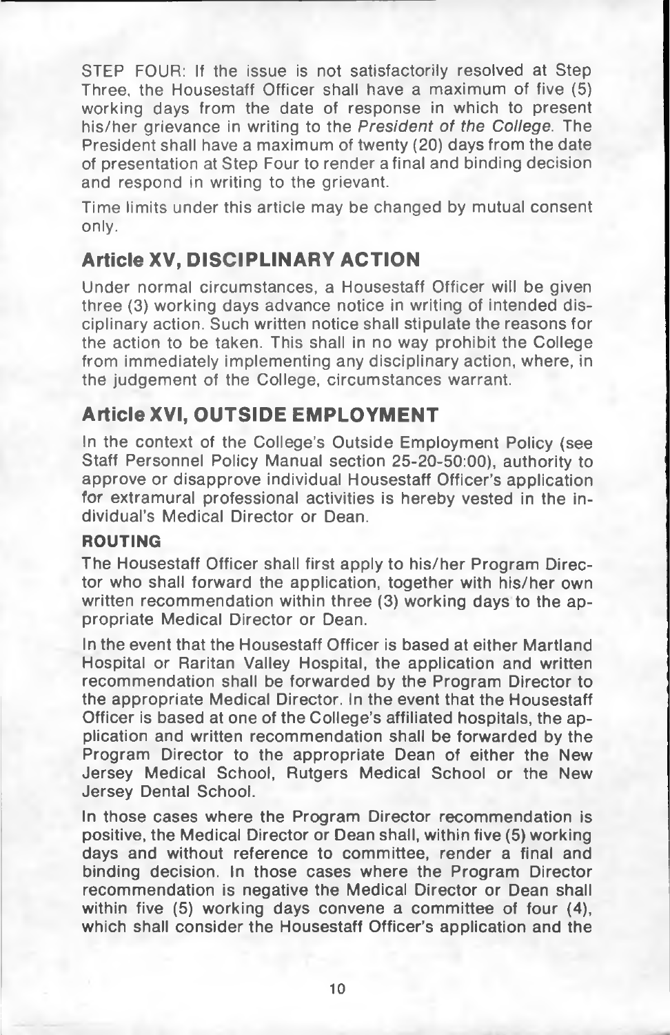STEP FOUR: If the issue is not satisfactorily resolved at Step Three, the Housestaff Officer shall have a maximum of five (5) working days from the date of response in which to present his/her grievance in writing to the *President of the College*. The President shall have a maximum of twenty (20) days from the date of presentation at Step Four to render a final and binding decision and respond in writing to the grievant.

Time limits under this article may be changed by mutual consent only.

## Article XV, DISCIPLINARY ACTION

Under normal circumstances, a Housestaff Officer will be given three (3) working days advance notice in writing of intended disciplinary action. Such written notice shall stipulate the reasons for the action to be taken. This shall in no way prohibit the College from immediately implementing any disciplinary action, where, in the judgement of the College, circumstances warrant.

## Article XVI, OUTSIDE EMPLOYMENT

In the context of the College's Outside Employment Policy (see Staff Personnel Policy Manual section 25-20-50:00), authority to approve or disapprove individual Housestaff Officer's application for extramural professional activities is hereby vested in the individual's Medical Director or Dean.

### ROUTING

The Housestaff Officer shall first apply to his/her Program Director who shall forward the application, together with his/her own written recommendation within three (3) working days to the appropriate Medical Director or Dean.

In the event that the Housestaff Officer is based at either Martland Hospital or Raritan Valley Hospital, the application and written recommendation shall be forwarded by the Program Director to the appropriate Medical Director. In the event that the Housestaff Officer is based at one of the College's affiliated hospitals, the application and written recommendation shall be forwarded by the Program Director to the appropriate Dean of either the New Jersey Medical School, Rutgers Medical School or the New Jersey Dental School.

In those cases where the Program Director recommendation is positive, the Medical Director or Dean shall, within five (5) working days and without reference to committee, render a final and binding decision. In those cases where the Program Director recommendation is negative the Medical Director or Dean shall within five (5) working days convene a committee of four (4), which shall consider the Housestaff Officer's application and the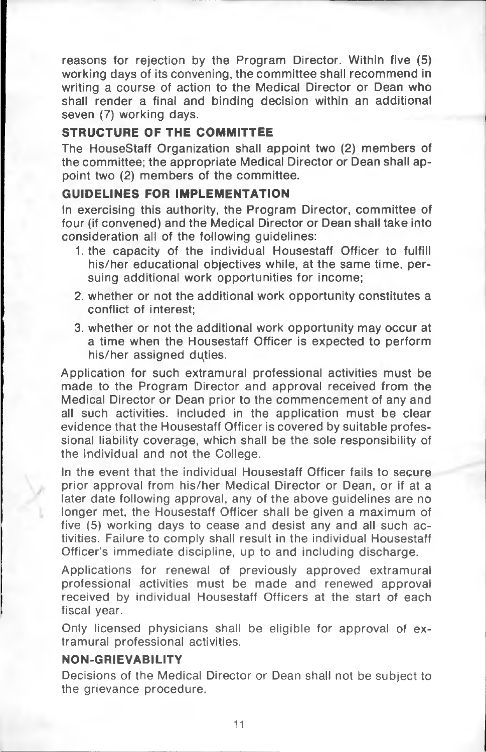reasons for rejection by the Program Director. Within five (5) working days of its convening, the committee shall recommend in writing a course of action to the Medical Director or Dean who shall render a final and binding decision within an additional seven (7) working days.

### STRUCTURE OF THE COMMITTEE

The HouseStaff Organization shall appoint two (2) members of the committee; the appropriate Medical Director or Dean shall appoint two (2) members of the committee.

### GUIDELINES FOR IMPLEMENTATION

In exercising this authority, the Program Director, committee of four (if convened) and the Medical Director or Dean shall take into consideration all of the following guidelines:

1. the capacity of the individual Housestaff Officer to fulfill his/her educational objectives while, at the same time, persuing additional work opportunities for income;
2. whether or not the additional work opportunity constitutes a conflict of interest;
3. whether or not the additional work opportunity may occur at a time when the Housestaff Officer is expected to perform his/her assigned duties.

Application for such extramural professional activities must be made to the Program Director and approval received from the Medical Director or Dean prior to the commencement of any and all such activities. Included in the application must be clear evidence that the Housestaff Officer is covered by suitable professional liability coverage, which shall be the sole responsibility of the individual and not the College.

In the event that the individual Housestaff Officer fails to secure prior approval from his/her Medical Director or Dean, or if at a later date following approval, any of the above guidelines are no longer met, the Housestaff Officer shall be given a maximum of five (5) working days to cease and desist any and all such activities. Failure to comply shall result in the individual Housestaff Officer's immediate discipline, up to and including discharge.

Applications for renewal of previously approved extramural professional activities must be made and renewed approval received by individual Housestaff Officers at the start of each fiscal year.

Only licensed physicians shall be eligible for approval of extramural professional activities.

### NON-GRIEVABILITY

Decisions of the Medical Director or Dean shall not be subject to the grievance procedure.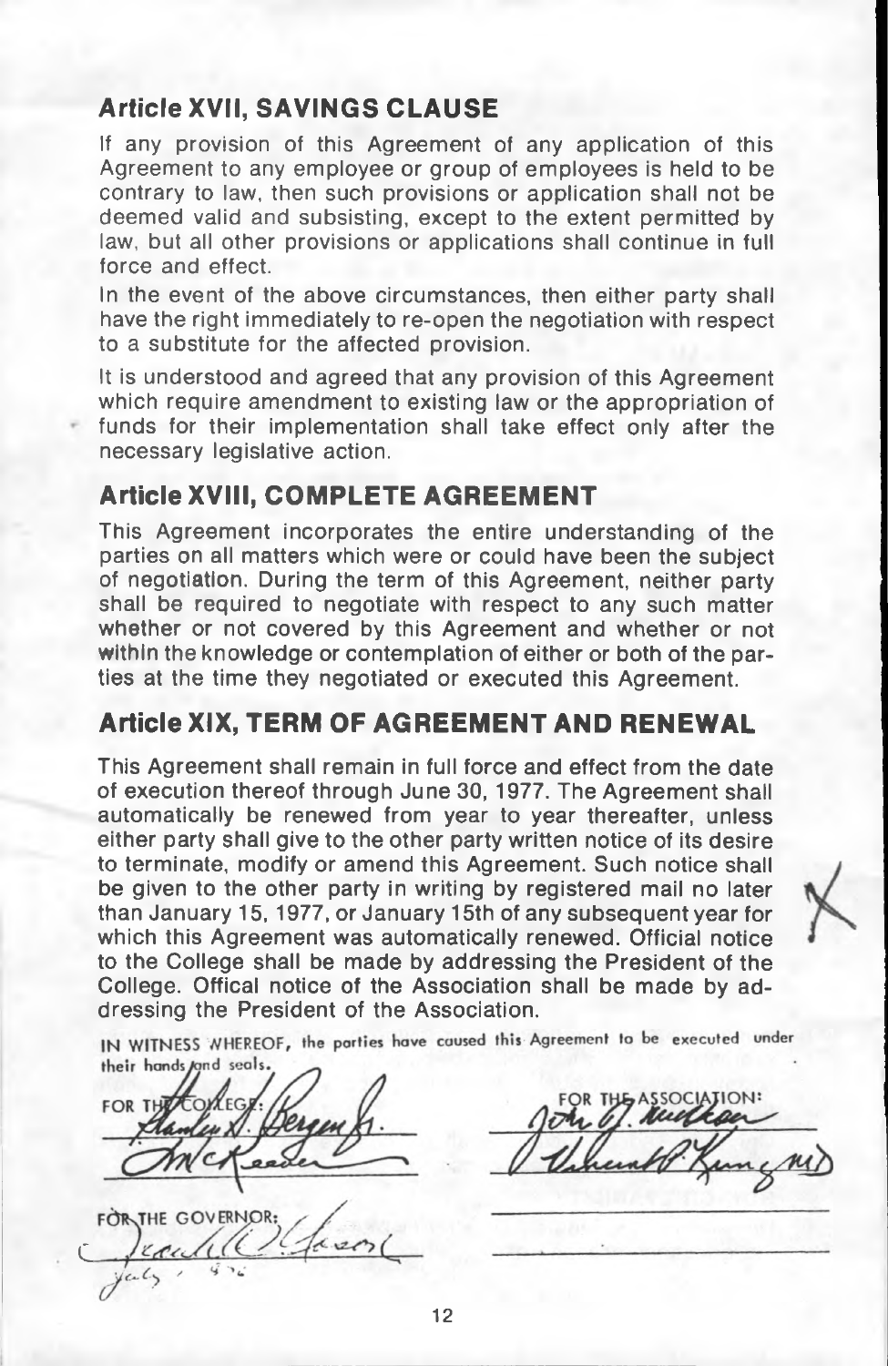## Article XVII, SAVINGS CLAUSE

If any provision of this Agreement of any application of this Agreement to any employee or group of employees is held to be contrary to law, then such provisions or application shall not be deemed valid and subsisting, except to the extent permitted by law, but all other provisions or applications shall continue in full force and effect.

In the event of the above circumstances, then either party shall have the right immediately to re-open the negotiation with respect to a substitute for the affected provision.

It is understood and agreed that any provision of this Agreement which require amendment to existing law or the appropriation of funds for their implementation shall take effect only after the necessary legislative action.

## Article XVIII, COMPLETE AGREEMENT

This Agreement incorporates the entire understanding of the parties on all matters which were or could have been the subject of negotiation. During the term of this Agreement, neither party shall be required to negotiate with respect to any such matter whether or not covered by this Agreement and whether or not within the knowledge or contemplation of either or both of the parties at the time they negotiated or executed this Agreement.

## Article XIX, TERM OF AGREEMENT AND RENEWAL

This Agreement shall remain in full force and effect from the date of execution thereof through June 30, 1977. The Agreement shall automatically be renewed from year to year thereafter, unless either party shall give to the other party written notice of its desire to terminate, modify or amend this Agreement. Such notice shall be given to the other party in writing by registered mail no later than January 15, 1977, or January 15th of any subsequent year for which this Agreement was automatically renewed. Official notice to the College shall be made by addressing the President of the College. Offical notice of the Association shall be made by addressing the President of the Association.

IN WITNESS WHEREOF, the parties have caused this Agreement to be executed under their hands and seals.

FOR THE COLLEGE:

Stanley A. Bergen Jr.

McKeader

FOR THE ASSOCIATION:

John J. Meehan

Vincent P. Kung, MD

FOR THE GOVERNOR:

Brendan T. Byrne

July 1976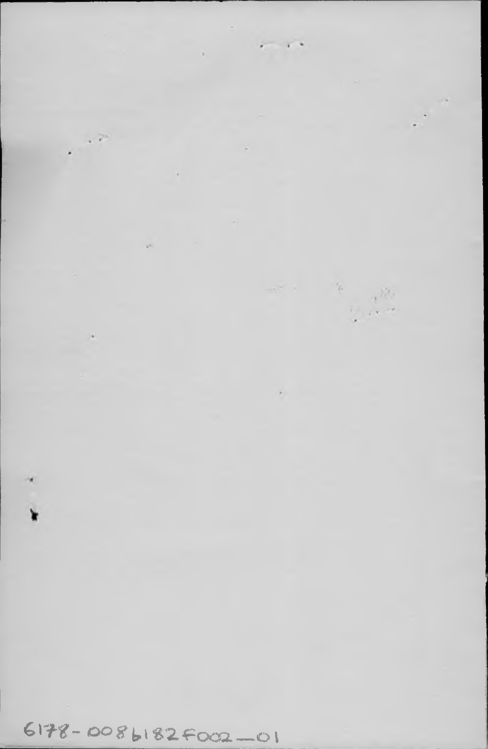6178-0086182F002_01